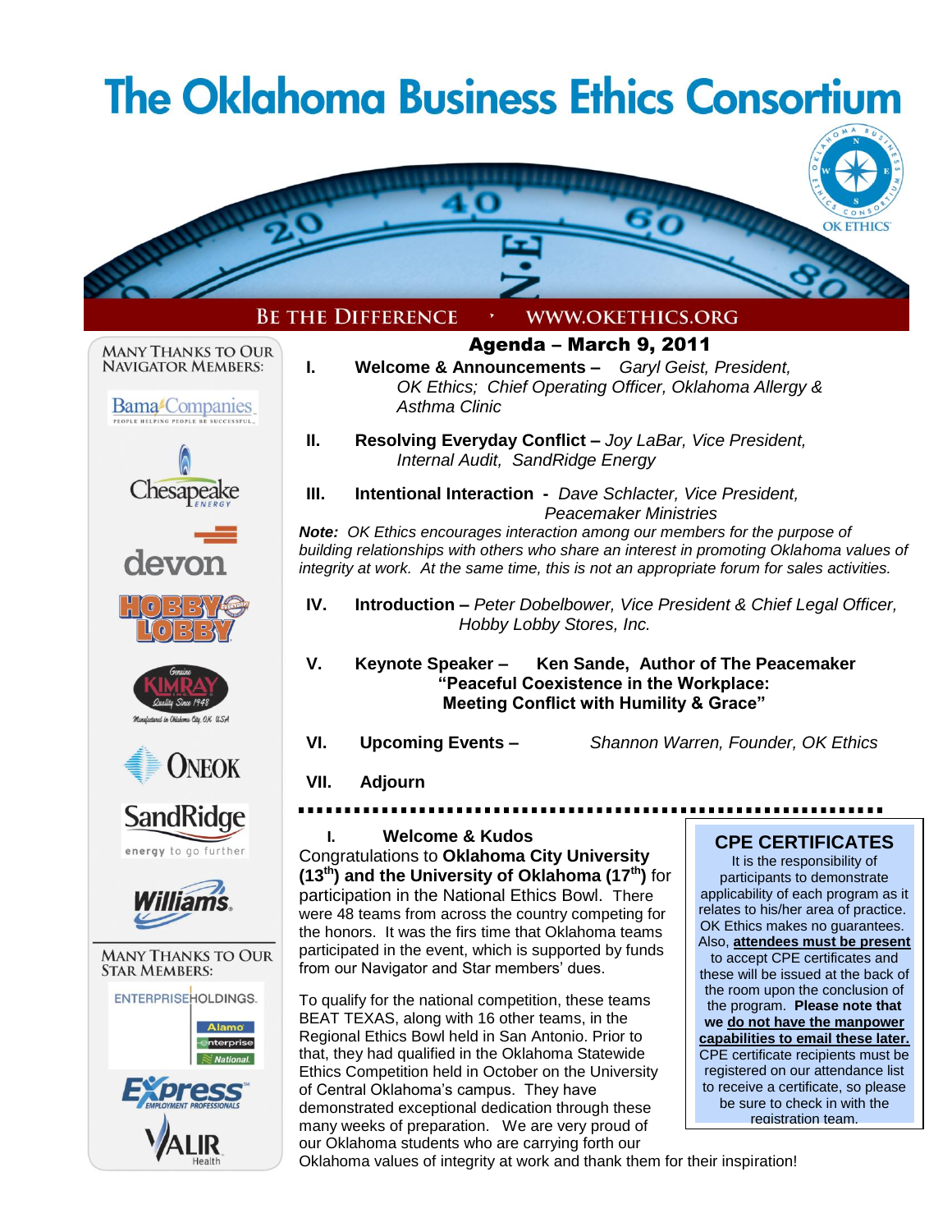# The Oklahoma Business Ethics Consortium

BE THE DIFFERENCE • WWW.OKETHICS.ORG

MANY THANKS TO OUR NAVIGATOR MEMBERS:

Bama Companies, Chesapeake Energy, devon, Hobby Lobby, Kimray, ONEOK, SandRidge, Williams

MANY THANKS TO OUR STAR MEMBERS:

Enterprise Holdings, Express Employment Professionals, Valir Health

## Agenda – March 9, 2011

I. **Welcome & Announcements –** *Garyl Geist, President, OK Ethics; Chief Operating Officer, Oklahoma Allergy & Asthma Clinic*

II. **Resolving Everyday Conflict –** *Joy LaBar, Vice President, Internal Audit, SandRidge Energy*

III. **Intentional Interaction -** *Dave Schlacter, Vice President, Peacemaker Ministries*

***Note:*** *OK Ethics encourages interaction among our members for the purpose of building relationships with others who share an interest in promoting Oklahoma values of integrity at work. At the same time, this is not an appropriate forum for sales activities.*

IV. **Introduction –** *Peter Dobelbower, Vice President & Chief Legal Officer, Hobby Lobby Stores, Inc.*

V. **Keynote Speaker – Ken Sande, Author of The Peacemaker "Peaceful Coexistence in the Workplace: Meeting Conflict with Humility & Grace"**

VI. **Upcoming Events –** *Shannon Warren, Founder, OK Ethics*

VII. **Adjourn**

---

### I. Welcome & Kudos

Congratulations to **Oklahoma City University (13th) and the University of Oklahoma (17th)** for participation in the National Ethics Bowl. There were 48 teams from across the country competing for the honors. It was the firs time that Oklahoma teams participated in the event, which is supported by funds from our Navigator and Star members' dues.

To qualify for the national competition, these teams BEAT TEXAS, along with 16 other teams, in the Regional Ethics Bowl held in San Antonio. Prior to that, they had qualified in the Oklahoma Statewide Ethics Competition held in October on the University of Central Oklahoma's campus. They have demonstrated exceptional dedication through these many weeks of preparation. We are very proud of our Oklahoma students who are carrying forth our Oklahoma values of integrity at work and thank them for their inspiration!

### CPE CERTIFICATES

It is the responsibility of participants to demonstrate applicability of each program as it relates to his/her area of practice. OK Ethics makes no guarantees. Also, **attendees must be present** to accept CPE certificates and these will be issued at the back of the room upon the conclusion of the program. **Please note that we do not have the manpower capabilities to email these later.** CPE certificate recipients must be registered on our attendance list to receive a certificate, so please be sure to check in with the registration team.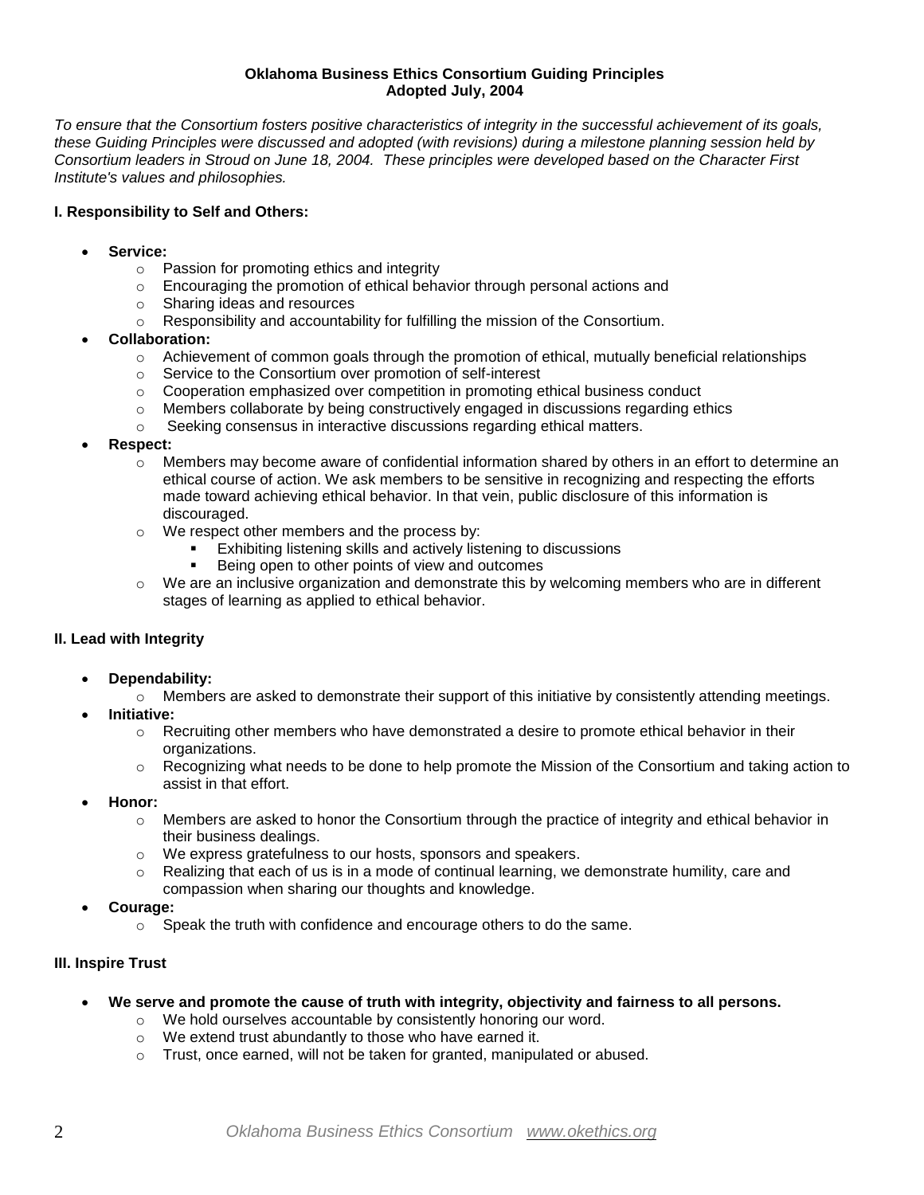**Oklahoma Business Ethics Consortium Guiding Principles**
**Adopted July, 2004**

*To ensure that the Consortium fosters positive characteristics of integrity in the successful achievement of its goals, these Guiding Principles were discussed and adopted (with revisions) during a milestone planning session held by Consortium leaders in Stroud on June 18, 2004. These principles were developed based on the Character First Institute's values and philosophies.*

**I. Responsibility to Self and Others:**

- **Service:**
  - Passion for promoting ethics and integrity
  - Encouraging the promotion of ethical behavior through personal actions and
  - Sharing ideas and resources
  - Responsibility and accountability for fulfilling the mission of the Consortium.
- **Collaboration:**
  - Achievement of common goals through the promotion of ethical, mutually beneficial relationships
  - Service to the Consortium over promotion of self-interest
  - Cooperation emphasized over competition in promoting ethical business conduct
  - Members collaborate by being constructively engaged in discussions regarding ethics
  - Seeking consensus in interactive discussions regarding ethical matters.
- **Respect:**
  - Members may become aware of confidential information shared by others in an effort to determine an ethical course of action. We ask members to be sensitive in recognizing and respecting the efforts made toward achieving ethical behavior. In that vein, public disclosure of this information is discouraged.
  - We respect other members and the process by:
    - Exhibiting listening skills and actively listening to discussions
    - Being open to other points of view and outcomes
  - We are an inclusive organization and demonstrate this by welcoming members who are in different stages of learning as applied to ethical behavior.

**II. Lead with Integrity**

- **Dependability:**
  - Members are asked to demonstrate their support of this initiative by consistently attending meetings.
- **Initiative:**
  - Recruiting other members who have demonstrated a desire to promote ethical behavior in their organizations.
  - Recognizing what needs to be done to help promote the Mission of the Consortium and taking action to assist in that effort.
- **Honor:**
  - Members are asked to honor the Consortium through the practice of integrity and ethical behavior in their business dealings.
  - We express gratefulness to our hosts, sponsors and speakers.
  - Realizing that each of us is in a mode of continual learning, we demonstrate humility, care and compassion when sharing our thoughts and knowledge.
- **Courage:**
  - Speak the truth with confidence and encourage others to do the same.

**III. Inspire Trust**

- **We serve and promote the cause of truth with integrity, objectivity and fairness to all persons.**
  - We hold ourselves accountable by consistently honoring our word.
  - We extend trust abundantly to those who have earned it.
  - Trust, once earned, will not be taken for granted, manipulated or abused.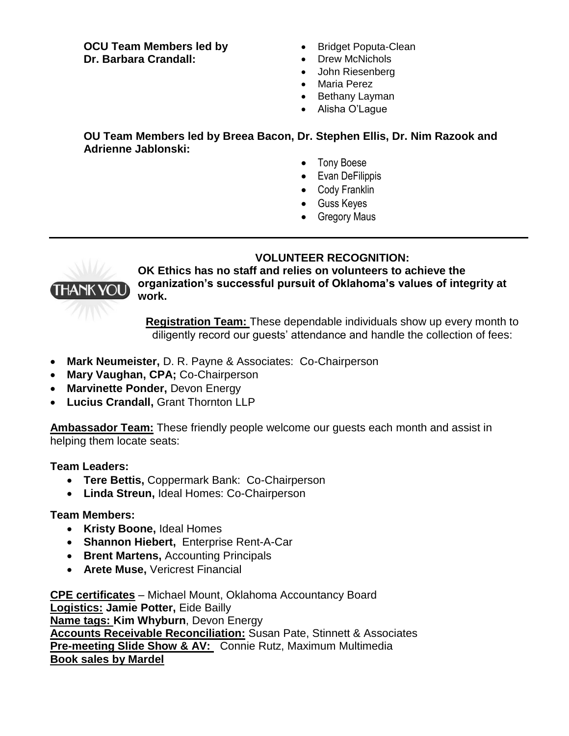**OCU Team Members led by Dr. Barbara Crandall:**

- Bridget Poputa-Clean
- Drew McNichols
- John Riesenberg
- Maria Perez
- Bethany Layman
- Alisha O'Lague

**OU Team Members led by Breea Bacon, Dr. Stephen Ellis, Dr. Nim Razook and Adrienne Jablonski:**

- Tony Boese
- Evan DeFilippis
- Cody Franklin
- Guss Keyes
- Gregory Maus

---

## VOLUNTEER RECOGNITION:

THANK YOU

**OK Ethics has no staff and relies on volunteers to achieve the organization's successful pursuit of Oklahoma's values of integrity at work.**

**Registration Team:** These dependable individuals show up every month to diligently record our guests' attendance and handle the collection of fees:

- **Mark Neumeister,** D. R. Payne & Associates: Co-Chairperson
- **Mary Vaughan, CPA;** Co-Chairperson
- **Marvinette Ponder,** Devon Energy
- **Lucius Crandall,** Grant Thornton LLP

**Ambassador Team:** These friendly people welcome our guests each month and assist in helping them locate seats:

**Team Leaders:**

- **Tere Bettis,** Coppermark Bank: Co-Chairperson
- **Linda Streun,** Ideal Homes: Co-Chairperson

**Team Members:**

- **Kristy Boone,** Ideal Homes
- **Shannon Hiebert,** Enterprise Rent-A-Car
- **Brent Martens,** Accounting Principals
- **Arete Muse,** Vericrest Financial

**CPE certificates** – Michael Mount, Oklahoma Accountancy Board
**Logistics:** **Jamie Potter,** Eide Bailly
**Name tags:** **Kim Whyburn**, Devon Energy
**Accounts Receivable Reconciliation:** Susan Pate, Stinnett & Associates
**Pre-meeting Slide Show & AV:** Connie Rutz, Maximum Multimedia
**Book sales by Mardel**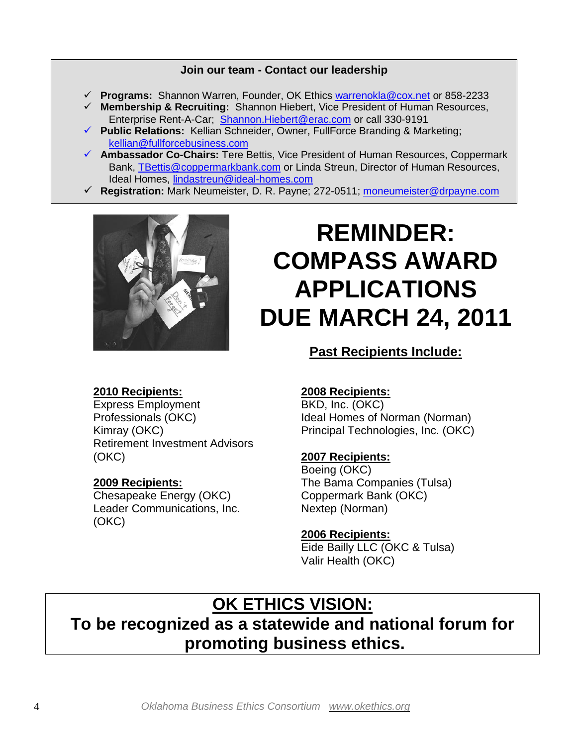**Join our team - Contact our leadership**

- ✓ **Programs:** Shannon Warren, Founder, OK Ethics warrenokla@cox.net or 858-2233
- ✓ **Membership & Recruiting:** Shannon Hiebert, Vice President of Human Resources, Enterprise Rent-A-Car; Shannon.Hiebert@erac.com or call 330-9191
- ✓ **Public Relations:** Kellian Schneider, Owner, FullForce Branding & Marketing; kellian@fullforcebusiness.com
- ✓ **Ambassador Co-Chairs:** Tere Bettis, Vice President of Human Resources, Coppermark Bank, TBettis@coppermarkbank.com or Linda Streun, Director of Human Resources, Ideal Homes, lindastreun@ideal-homes.com
- ✓ **Registration:** Mark Neumeister, D. R. Payne; 272-0511; moneumeister@drpayne.com

# REMINDER: COMPASS AWARD APPLICATIONS DUE MARCH 24, 2011

## Past Recipients Include:

**2010 Recipients:**
Express Employment Professionals (OKC)
Kimray (OKC)
Retirement Investment Advisors (OKC)

**2009 Recipients:**
Chesapeake Energy (OKC)
Leader Communications, Inc. (OKC)

**2008 Recipients:**
BKD, Inc. (OKC)
Ideal Homes of Norman (Norman)
Principal Technologies, Inc. (OKC)

**2007 Recipients:**
Boeing (OKC)
The Bama Companies (Tulsa)
Coppermark Bank (OKC)
Nextep (Norman)

**2006 Recipients:**
Eide Bailly LLC (OKC & Tulsa)
Valir Health (OKC)

## OK ETHICS VISION:

**To be recognized as a statewide and national forum for promoting business ethics.**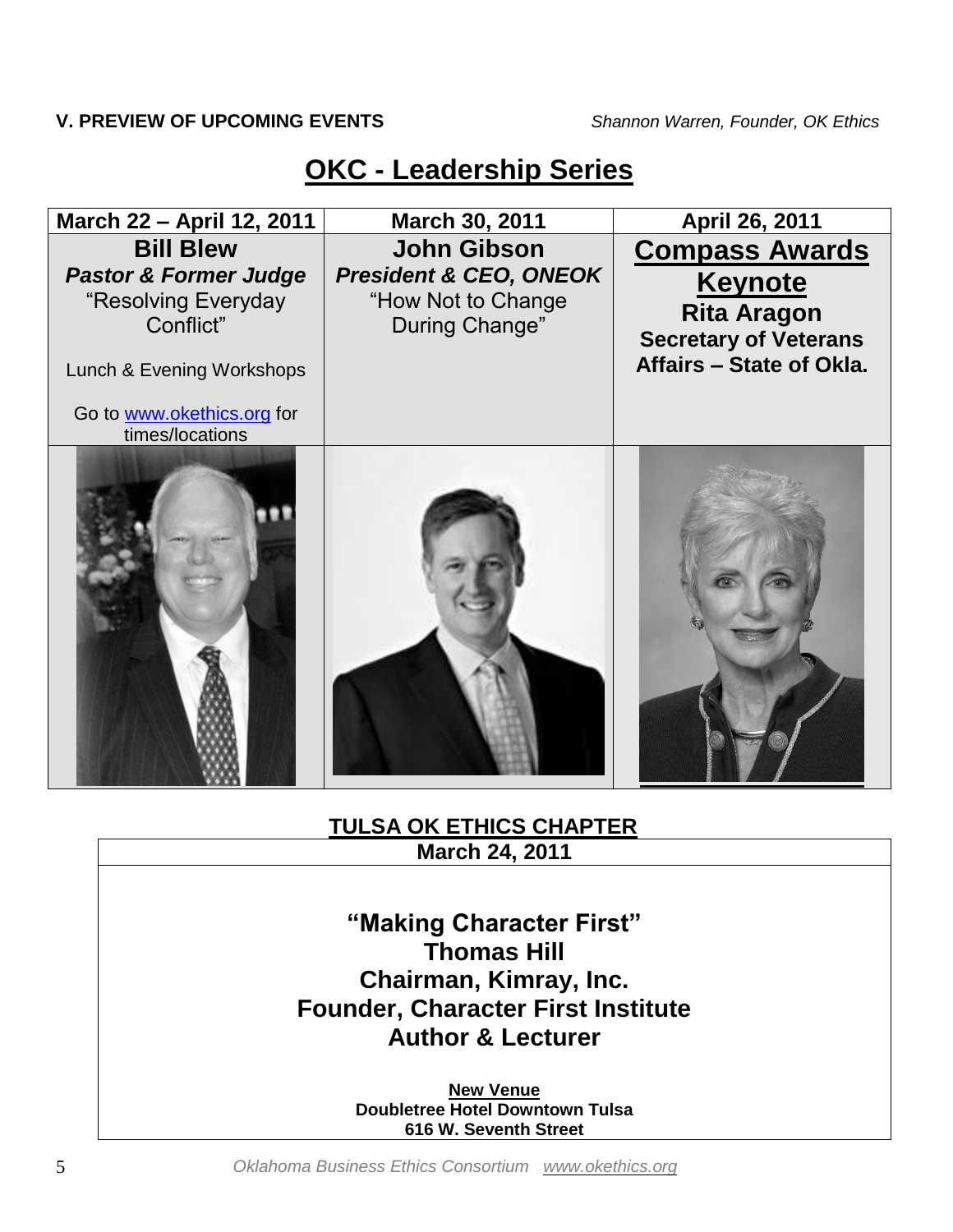**V. PREVIEW OF UPCOMING EVENTS** *Shannon Warren, Founder, OK Ethics*

## OKC - Leadership Series

| March 22 – April 12, 2011 | March 30, 2011 | April 26, 2011 |
|---|---|---|
| **Bill Blew**<br>***Pastor & Former Judge***<br>"Resolving Everyday Conflict"<br><br>Lunch & Evening Workshops<br><br>Go to www.okethics.org for times/locations | **John Gibson**<br>***President & CEO, ONEOK***<br>"How Not to Change During Change" | **Compass Awards Keynote**<br>**Rita Aragon**<br>**Secretary of Veterans Affairs – State of Okla.** |

## TULSA OK ETHICS CHAPTER

**March 24, 2011**

**"Making Character First"**
**Thomas Hill**
**Chairman, Kimray, Inc.**
**Founder, Character First Institute**
**Author & Lecturer**

**New Venue**
**Doubletree Hotel Downtown Tulsa**
**616 W. Seventh Street**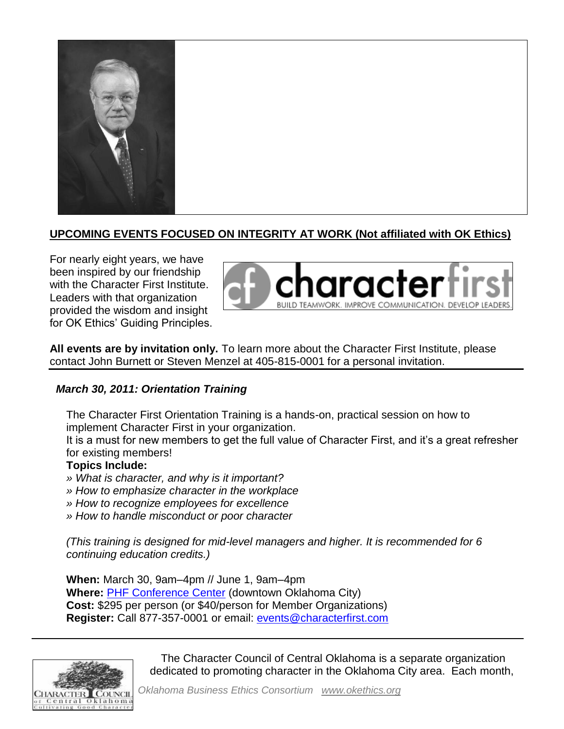## UPCOMING EVENTS FOCUSED ON INTEGRITY AT WORK (Not affiliated with OK Ethics)

For nearly eight years, we have been inspired by our friendship with the Character First Institute. Leaders with that organization provided the wisdom and insight for OK Ethics' Guiding Principles.

**All events are by invitation only.** To learn more about the Character First Institute, please contact John Burnett or Steven Menzel at 405-815-0001 for a personal invitation.

### *March 30, 2011: Orientation Training*

The Character First Orientation Training is a hands-on, practical session on how to implement Character First in your organization.
It is a must for new members to get the full value of Character First, and it's a great refresher for existing members!

**Topics Include:**

» *What is character, and why is it important?*
» *How to emphasize character in the workplace*
» *How to recognize employees for excellence*
» *How to handle misconduct or poor character*

*(This training is designed for mid-level managers and higher. It is recommended for 6 continuing education credits.)*

**When:** March 30, 9am–4pm // June 1, 9am–4pm
**Where:** PHF Conference Center (downtown Oklahoma City)
**Cost:** $295 per person (or $40/person for Member Organizations)
**Register:** Call 877-357-0001 or email: events@characterfirst.com

The Character Council of Central Oklahoma is a separate organization dedicated to promoting character in the Oklahoma City area. Each month,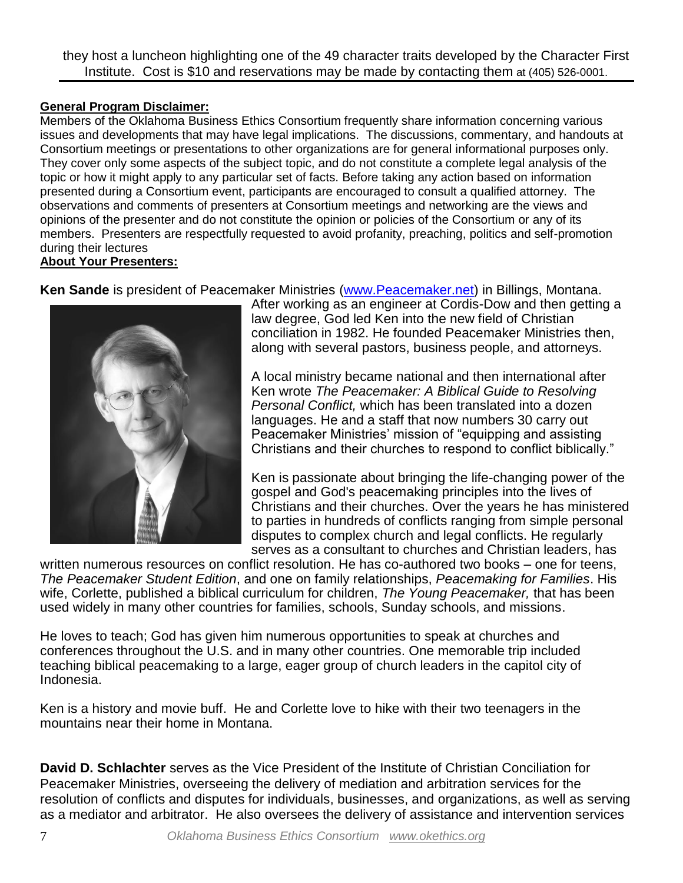they host a luncheon highlighting one of the 49 character traits developed by the Character First Institute. Cost is $10 and reservations may be made by contacting them at (405) 526-0001.

---

**General Program Disclaimer:**

Members of the Oklahoma Business Ethics Consortium frequently share information concerning various issues and developments that may have legal implications. The discussions, commentary, and handouts at Consortium meetings or presentations to other organizations are for general informational purposes only. They cover only some aspects of the subject topic, and do not constitute a complete legal analysis of the topic or how it might apply to any particular set of facts. Before taking any action based on information presented during a Consortium event, participants are encouraged to consult a qualified attorney. The observations and comments of presenters at Consortium meetings and networking are the views and opinions of the presenter and do not constitute the opinion or policies of the Consortium or any of its members. Presenters are respectfully requested to avoid profanity, preaching, politics and self-promotion during their lectures

**About Your Presenters:**

**Ken Sande** is president of Peacemaker Ministries (www.Peacemaker.net) in Billings, Montana. After working as an engineer at Cordis-Dow and then getting a law degree, God led Ken into the new field of Christian conciliation in 1982. He founded Peacemaker Ministries then, along with several pastors, business people, and attorneys.

A local ministry became national and then international after Ken wrote *The Peacemaker: A Biblical Guide to Resolving Personal Conflict,* which has been translated into a dozen languages. He and a staff that now numbers 30 carry out Peacemaker Ministries' mission of "equipping and assisting Christians and their churches to respond to conflict biblically."

Ken is passionate about bringing the life-changing power of the gospel and God's peacemaking principles into the lives of Christians and their churches. Over the years he has ministered to parties in hundreds of conflicts ranging from simple personal disputes to complex church and legal conflicts. He regularly serves as a consultant to churches and Christian leaders, has written numerous resources on conflict resolution. He has co-authored two books – one for teens, *The Peacemaker Student Edition*, and one on family relationships, *Peacemaking for Families*. His wife, Corlette, published a biblical curriculum for children, *The Young Peacemaker,* that has been used widely in many other countries for families, schools, Sunday schools, and missions.

He loves to teach; God has given him numerous opportunities to speak at churches and conferences throughout the U.S. and in many other countries. One memorable trip included teaching biblical peacemaking to a large, eager group of church leaders in the capitol city of Indonesia.

Ken is a history and movie buff. He and Corlette love to hike with their two teenagers in the mountains near their home in Montana.

**David D. Schlachter** serves as the Vice President of the Institute of Christian Conciliation for Peacemaker Ministries, overseeing the delivery of mediation and arbitration services for the resolution of conflicts and disputes for individuals, businesses, and organizations, as well as serving as a mediator and arbitrator. He also oversees the delivery of assistance and intervention services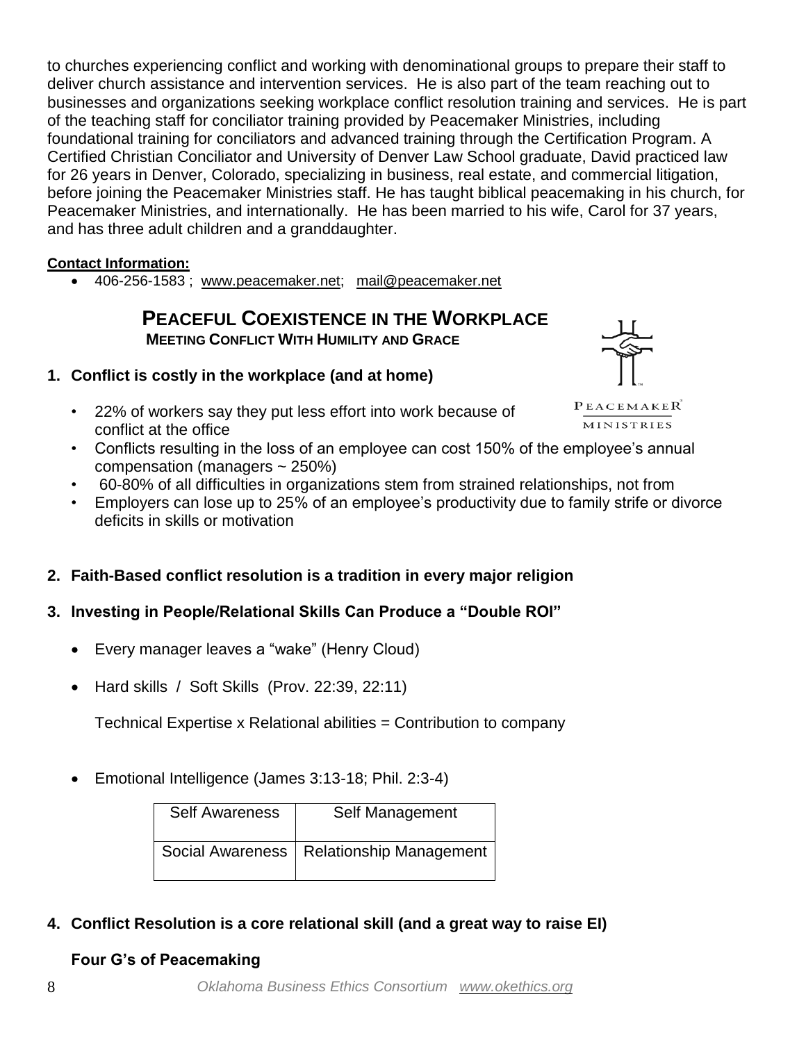to churches experiencing conflict and working with denominational groups to prepare their staff to deliver church assistance and intervention services. He is also part of the team reaching out to businesses and organizations seeking workplace conflict resolution training and services. He is part of the teaching staff for conciliator training provided by Peacemaker Ministries, including foundational training for conciliators and advanced training through the Certification Program. A Certified Christian Conciliator and University of Denver Law School graduate, David practiced law for 26 years in Denver, Colorado, specializing in business, real estate, and commercial litigation, before joining the Peacemaker Ministries staff. He has taught biblical peacemaking in his church, for Peacemaker Ministries, and internationally. He has been married to his wife, Carol for 37 years, and has three adult children and a granddaughter.

**Contact Information:**

- 406-256-1583 ; www.peacemaker.net; mail@peacemaker.net

## PEACEFUL COEXISTENCE IN THE WORKPLACE

**MEETING CONFLICT WITH HUMILITY AND GRACE**

PEACEMAKER MINISTRIES

**1. Conflict is costly in the workplace (and at home)**

- 22% of workers say they put less effort into work because of conflict at the office
- Conflicts resulting in the loss of an employee can cost 150% of the employee's annual compensation (managers ~ 250%)
- 60-80% of all difficulties in organizations stem from strained relationships, not from
- Employers can lose up to 25% of an employee's productivity due to family strife or divorce deficits in skills or motivation

**2. Faith-Based conflict resolution is a tradition in every major religion**

**3. Investing in People/Relational Skills Can Produce a "Double ROI"**

- Every manager leaves a "wake" (Henry Cloud)
- Hard skills / Soft Skills (Prov. 22:39, 22:11)

  Technical Expertise x Relational abilities = Contribution to company

- Emotional Intelligence (James 3:13-18; Phil. 2:3-4)

| Self Awareness | Self Management |
|---|---|
| Social Awareness | Relationship Management |

**4. Conflict Resolution is a core relational skill (and a great way to raise EI)**

**Four G's of Peacemaking**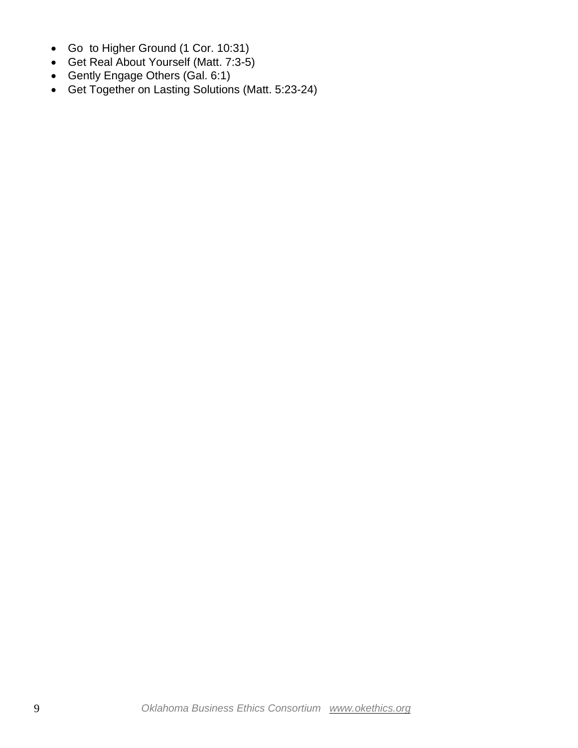- Go  to Higher Ground (1 Cor. 10:31)
- Get Real About Yourself (Matt. 7:3-5)
- Gently Engage Others (Gal. 6:1)
- Get Together on Lasting Solutions (Matt. 5:23-24)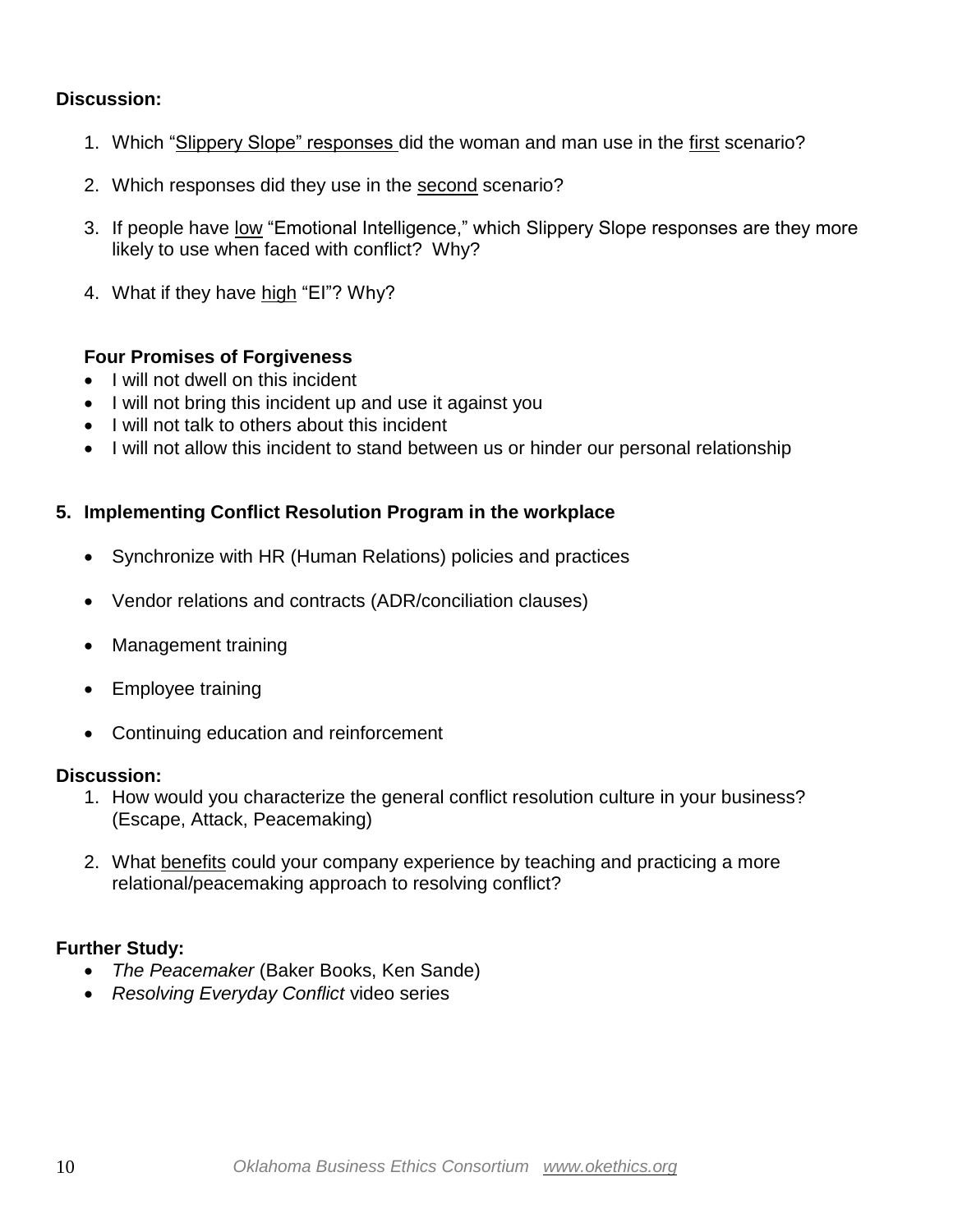**Discussion:**

1. Which "Slippery Slope" responses did the woman and man use in the first scenario?
2. Which responses did they use in the second scenario?
3. If people have low "Emotional Intelligence," which Slippery Slope responses are they more likely to use when faced with conflict? Why?
4. What if they have high "EI"? Why?

**Four Promises of Forgiveness**

- I will not dwell on this incident
- I will not bring this incident up and use it against you
- I will not talk to others about this incident
- I will not allow this incident to stand between us or hinder our personal relationship

**5. Implementing Conflict Resolution Program in the workplace**

- Synchronize with HR (Human Relations) policies and practices
- Vendor relations and contracts (ADR/conciliation clauses)
- Management training
- Employee training
- Continuing education and reinforcement

**Discussion:**

1. How would you characterize the general conflict resolution culture in your business? (Escape, Attack, Peacemaking)
2. What benefits could your company experience by teaching and practicing a more relational/peacemaking approach to resolving conflict?

**Further Study:**

- *The Peacemaker* (Baker Books, Ken Sande)
- *Resolving Everyday Conflict* video series